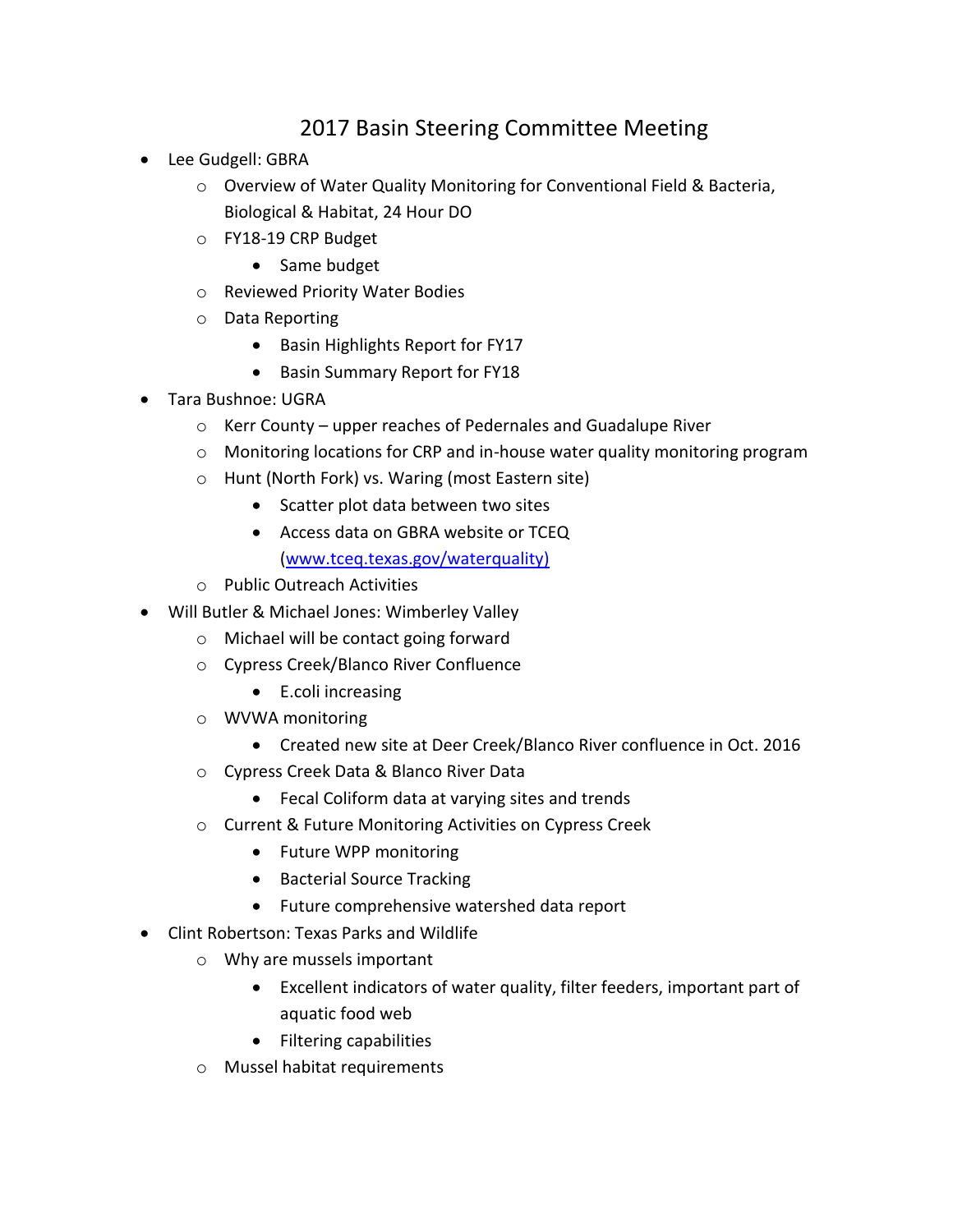# 2017 Basin Steering Committee Meeting

- Lee Gudgell: GBRA
  - Overview of Water Quality Monitoring for Conventional Field & Bacteria, Biological & Habitat, 24 Hour DO
  - FY18-19 CRP Budget
    - Same budget
  - Reviewed Priority Water Bodies
  - Data Reporting
    - Basin Highlights Report for FY17
    - Basin Summary Report for FY18
- Tara Bushnoe: UGRA
  - Kerr County – upper reaches of Pedernales and Guadalupe River
  - Monitoring locations for CRP and in-house water quality monitoring program
  - Hunt (North Fork) vs. Waring (most Eastern site)
    - Scatter plot data between two sites
    - Access data on GBRA website or TCEQ (www.tceq.texas.gov/waterquality)
  - Public Outreach Activities
- Will Butler & Michael Jones: Wimberley Valley
  - Michael will be contact going forward
  - Cypress Creek/Blanco River Confluence
    - E.coli increasing
  - WVWA monitoring
    - Created new site at Deer Creek/Blanco River confluence in Oct. 2016
  - Cypress Creek Data & Blanco River Data
    - Fecal Coliform data at varying sites and trends
  - Current & Future Monitoring Activities on Cypress Creek
    - Future WPP monitoring
    - Bacterial Source Tracking
    - Future comprehensive watershed data report
- Clint Robertson: Texas Parks and Wildlife
  - Why are mussels important
    - Excellent indicators of water quality, filter feeders, important part of aquatic food web
    - Filtering capabilities
  - Mussel habitat requirements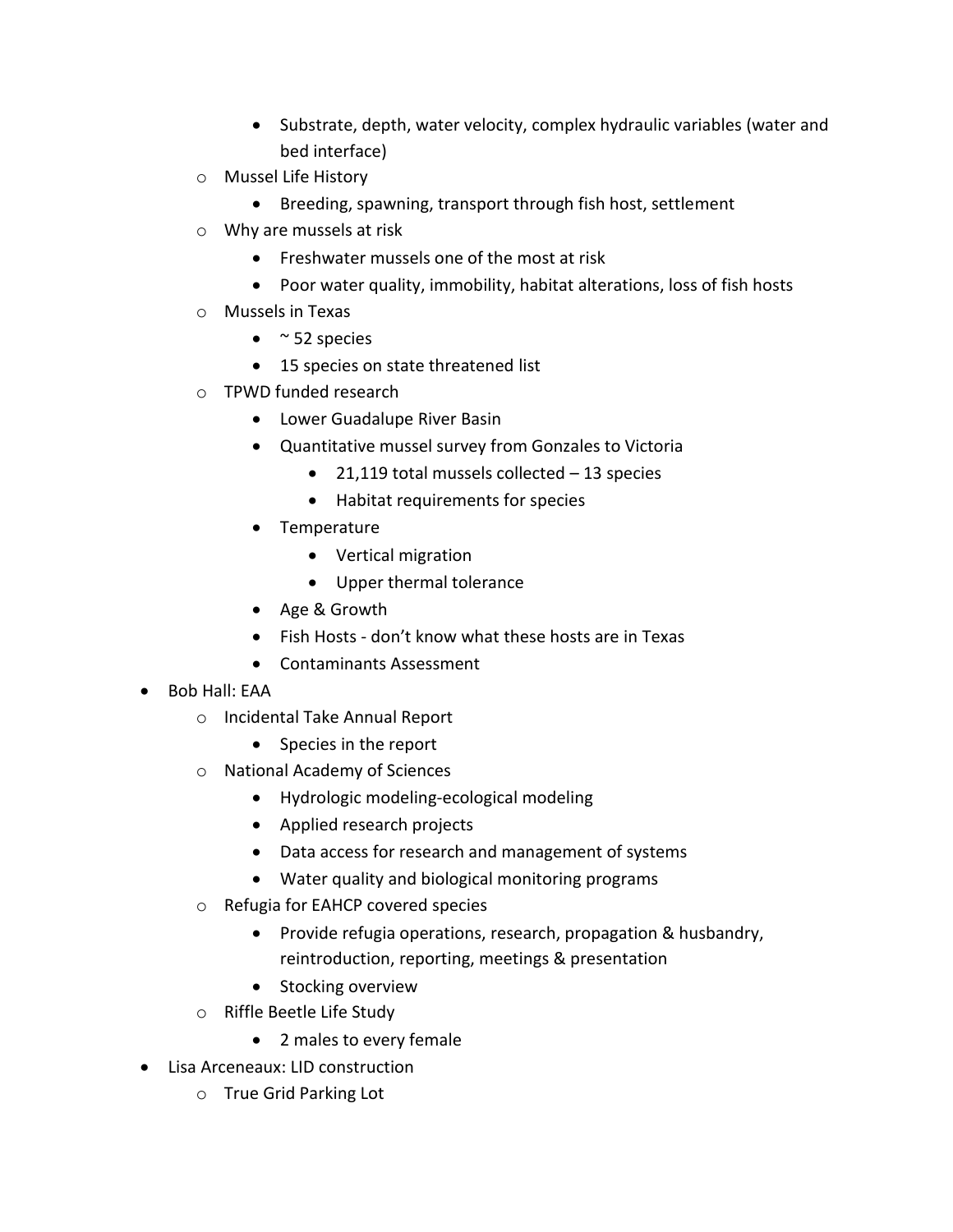- Substrate, depth, water velocity, complex hydraulic variables (water and bed interface)
    - Mussel Life History
        - Breeding, spawning, transport through fish host, settlement
    - Why are mussels at risk
        - Freshwater mussels one of the most at risk
        - Poor water quality, immobility, habitat alterations, loss of fish hosts
    - Mussels in Texas
        - ~ 52 species
        - 15 species on state threatened list
    - TPWD funded research
        - Lower Guadalupe River Basin
        - Quantitative mussel survey from Gonzales to Victoria
            - 21,119 total mussels collected – 13 species
            - Habitat requirements for species
        - Temperature
            - Vertical migration
            - Upper thermal tolerance
        - Age & Growth
        - Fish Hosts - don't know what these hosts are in Texas
        - Contaminants Assessment
- Bob Hall: EAA
    - Incidental Take Annual Report
        - Species in the report
    - National Academy of Sciences
        - Hydrologic modeling-ecological modeling
        - Applied research projects
        - Data access for research and management of systems
        - Water quality and biological monitoring programs
    - Refugia for EAHCP covered species
        - Provide refugia operations, research, propagation & husbandry, reintroduction, reporting, meetings & presentation
        - Stocking overview
    - Riffle Beetle Life Study
        - 2 males to every female
- Lisa Arceneaux: LID construction
    - True Grid Parking Lot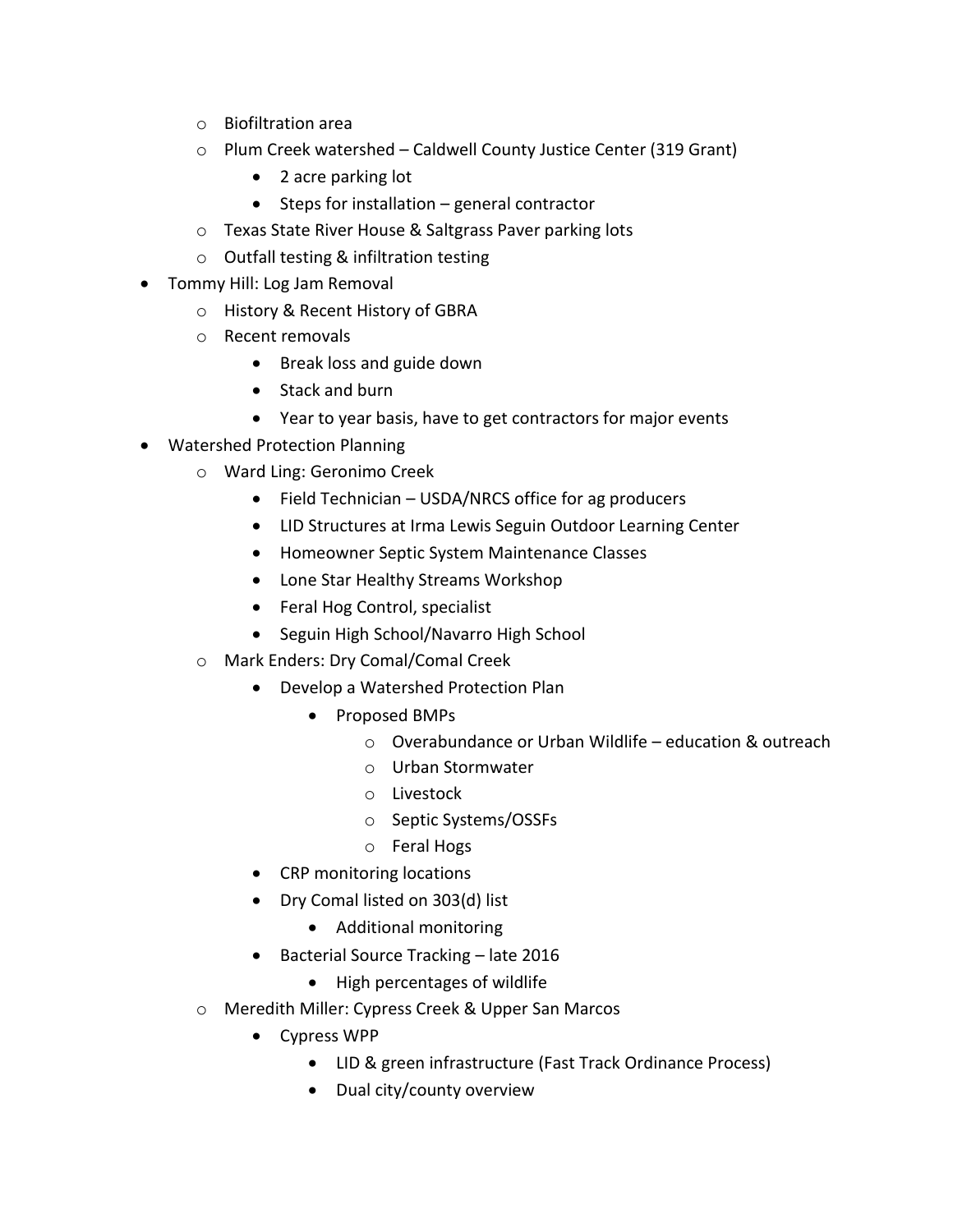- Biofiltration area
    - Plum Creek watershed – Caldwell County Justice Center (319 Grant)
        - 2 acre parking lot
        - Steps for installation – general contractor
    - Texas State River House & Saltgrass Paver parking lots
    - Outfall testing & infiltration testing
- Tommy Hill: Log Jam Removal
    - History & Recent History of GBRA
    - Recent removals
        - Break loss and guide down
        - Stack and burn
        - Year to year basis, have to get contractors for major events
- Watershed Protection Planning
    - Ward Ling: Geronimo Creek
        - Field Technician – USDA/NRCS office for ag producers
        - LID Structures at Irma Lewis Seguin Outdoor Learning Center
        - Homeowner Septic System Maintenance Classes
        - Lone Star Healthy Streams Workshop
        - Feral Hog Control, specialist
        - Seguin High School/Navarro High School
    - Mark Enders: Dry Comal/Comal Creek
        - Develop a Watershed Protection Plan
            - Proposed BMPs
                - Overabundance or Urban Wildlife – education & outreach
                - Urban Stormwater
                - Livestock
                - Septic Systems/OSSFs
                - Feral Hogs
        - CRP monitoring locations
        - Dry Comal listed on 303(d) list
            - Additional monitoring
        - Bacterial Source Tracking – late 2016
            - High percentages of wildlife
    - Meredith Miller: Cypress Creek & Upper San Marcos
        - Cypress WPP
            - LID & green infrastructure (Fast Track Ordinance Process)
            - Dual city/county overview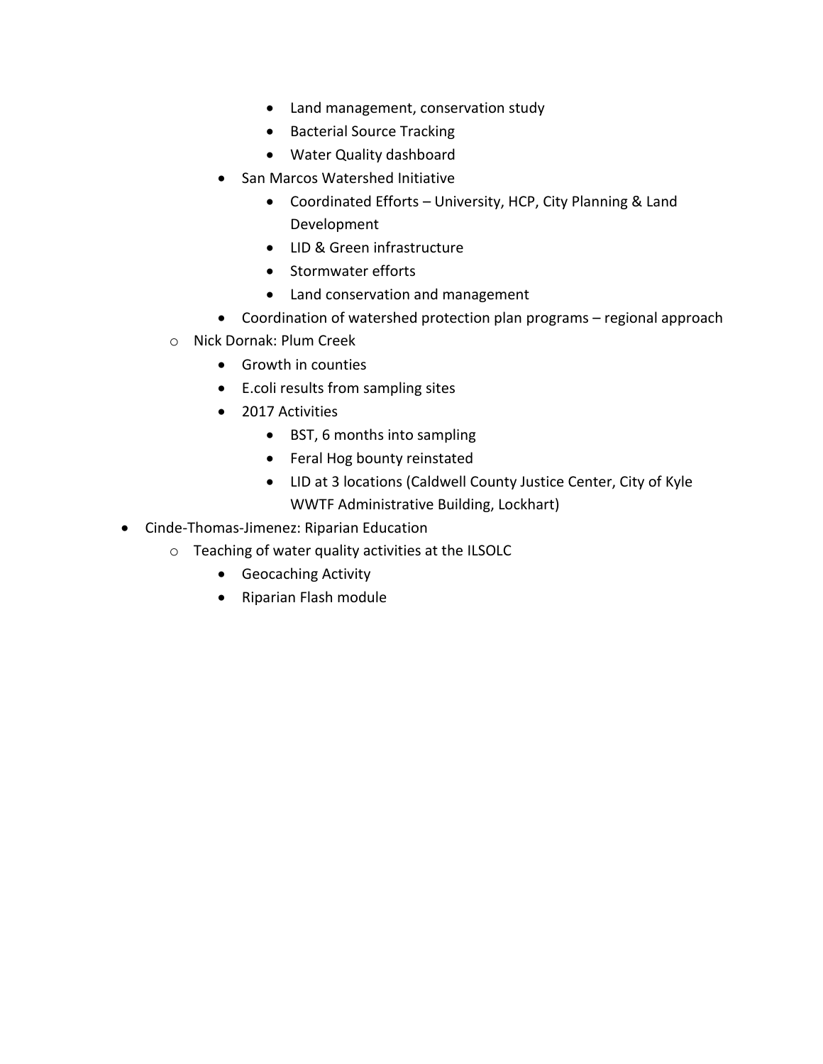- Land management, conservation study
      - Bacterial Source Tracking
      - Water Quality dashboard
    - San Marcos Watershed Initiative
      - Coordinated Efforts – University, HCP, City Planning & Land Development
      - LID & Green infrastructure
      - Stormwater efforts
      - Land conservation and management
    - Coordination of watershed protection plan programs – regional approach
  - Nick Dornak: Plum Creek
    - Growth in counties
    - E.coli results from sampling sites
    - 2017 Activities
      - BST, 6 months into sampling
      - Feral Hog bounty reinstated
      - LID at 3 locations (Caldwell County Justice Center, City of Kyle WWTF Administrative Building, Lockhart)
- Cinde-Thomas-Jimenez: Riparian Education
  - Teaching of water quality activities at the ILSOLC
    - Geocaching Activity
    - Riparian Flash module